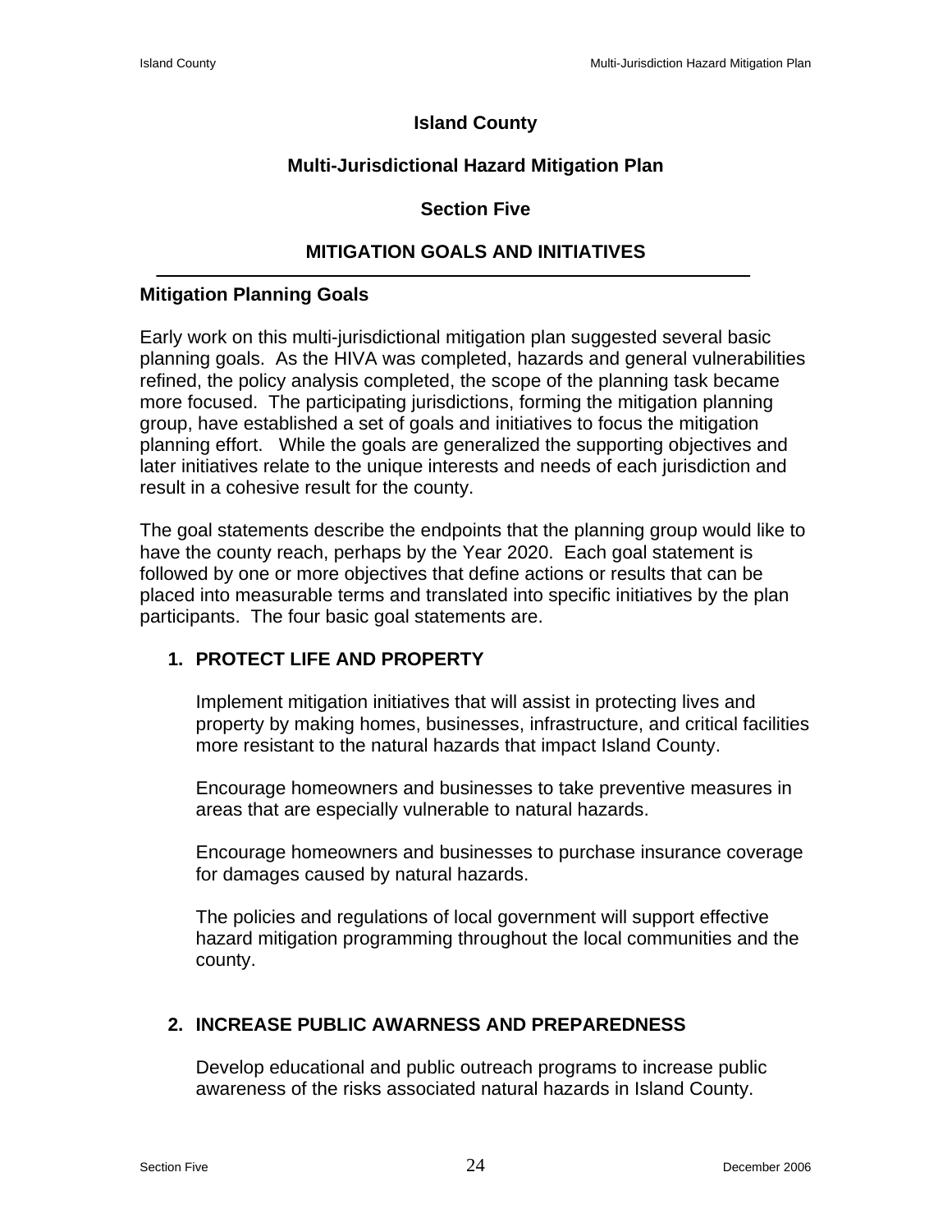# Island County

## Multi-Jurisdictional Hazard Mitigation Plan

## Section Five

## MITIGATION GOALS AND INITIATIVES

---

### Mitigation Planning Goals

Early work on this multi-jurisdictional mitigation plan suggested several basic planning goals. As the HIVA was completed, hazards and general vulnerabilities refined, the policy analysis completed, the scope of the planning task became more focused. The participating jurisdictions, forming the mitigation planning group, have established a set of goals and initiatives to focus the mitigation planning effort. While the goals are generalized the supporting objectives and later initiatives relate to the unique interests and needs of each jurisdiction and result in a cohesive result for the county.

The goal statements describe the endpoints that the planning group would like to have the county reach, perhaps by the Year 2020. Each goal statement is followed by one or more objectives that define actions or results that can be placed into measurable terms and translated into specific initiatives by the plan participants. The four basic goal statements are.

1. **PROTECT LIFE AND PROPERTY**

   Implement mitigation initiatives that will assist in protecting lives and property by making homes, businesses, infrastructure, and critical facilities more resistant to the natural hazards that impact Island County.

   Encourage homeowners and businesses to take preventive measures in areas that are especially vulnerable to natural hazards.

   Encourage homeowners and businesses to purchase insurance coverage for damages caused by natural hazards.

   The policies and regulations of local government will support effective hazard mitigation programming throughout the local communities and the county.

2. **INCREASE PUBLIC AWARNESS AND PREPAREDNESS**

   Develop educational and public outreach programs to increase public awareness of the risks associated natural hazards in Island County.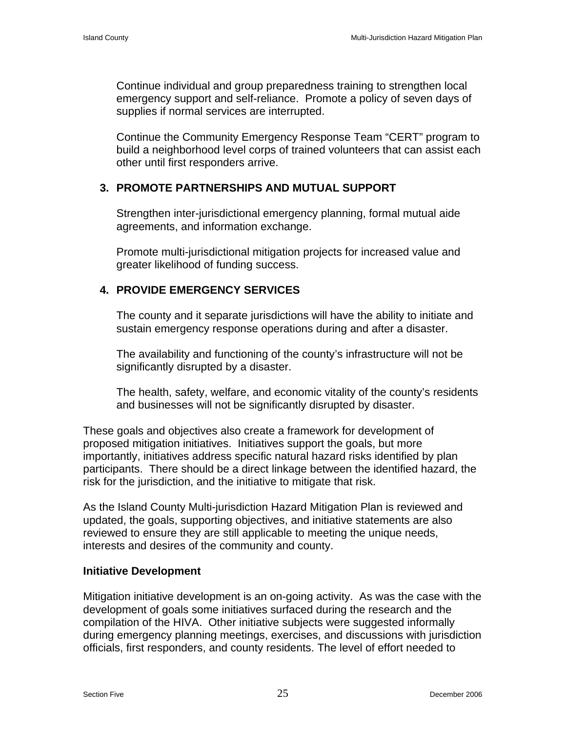Continue individual and group preparedness training to strengthen local emergency support and self-reliance.  Promote a policy of seven days of supplies if normal services are interrupted.

Continue the Community Emergency Response Team "CERT" program to build a neighborhood level corps of trained volunteers that can assist each other until first responders arrive.

3. **PROMOTE PARTNERSHIPS AND MUTUAL SUPPORT**

   Strengthen inter-jurisdictional emergency planning, formal mutual aide agreements, and information exchange.

   Promote multi-jurisdictional mitigation projects for increased value and greater likelihood of funding success.

4. **PROVIDE EMERGENCY SERVICES**

   The county and it separate jurisdictions will have the ability to initiate and sustain emergency response operations during and after a disaster.

   The availability and functioning of the county's infrastructure will not be significantly disrupted by a disaster.

   The health, safety, welfare, and economic vitality of the county's residents and businesses will not be significantly disrupted by disaster.

These goals and objectives also create a framework for development of proposed mitigation initiatives.  Initiatives support the goals, but more importantly, initiatives address specific natural hazard risks identified by plan participants.  There should be a direct linkage between the identified hazard, the risk for the jurisdiction, and the initiative to mitigate that risk.

As the Island County Multi-jurisdiction Hazard Mitigation Plan is reviewed and updated, the goals, supporting objectives, and initiative statements are also reviewed to ensure they are still applicable to meeting the unique needs, interests and desires of the community and county.

**Initiative Development**

Mitigation initiative development is an on-going activity.  As was the case with the development of goals some initiatives surfaced during the research and the compilation of the HIVA.  Other initiative subjects were suggested informally during emergency planning meetings, exercises, and discussions with jurisdiction officials, first responders, and county residents. The level of effort needed to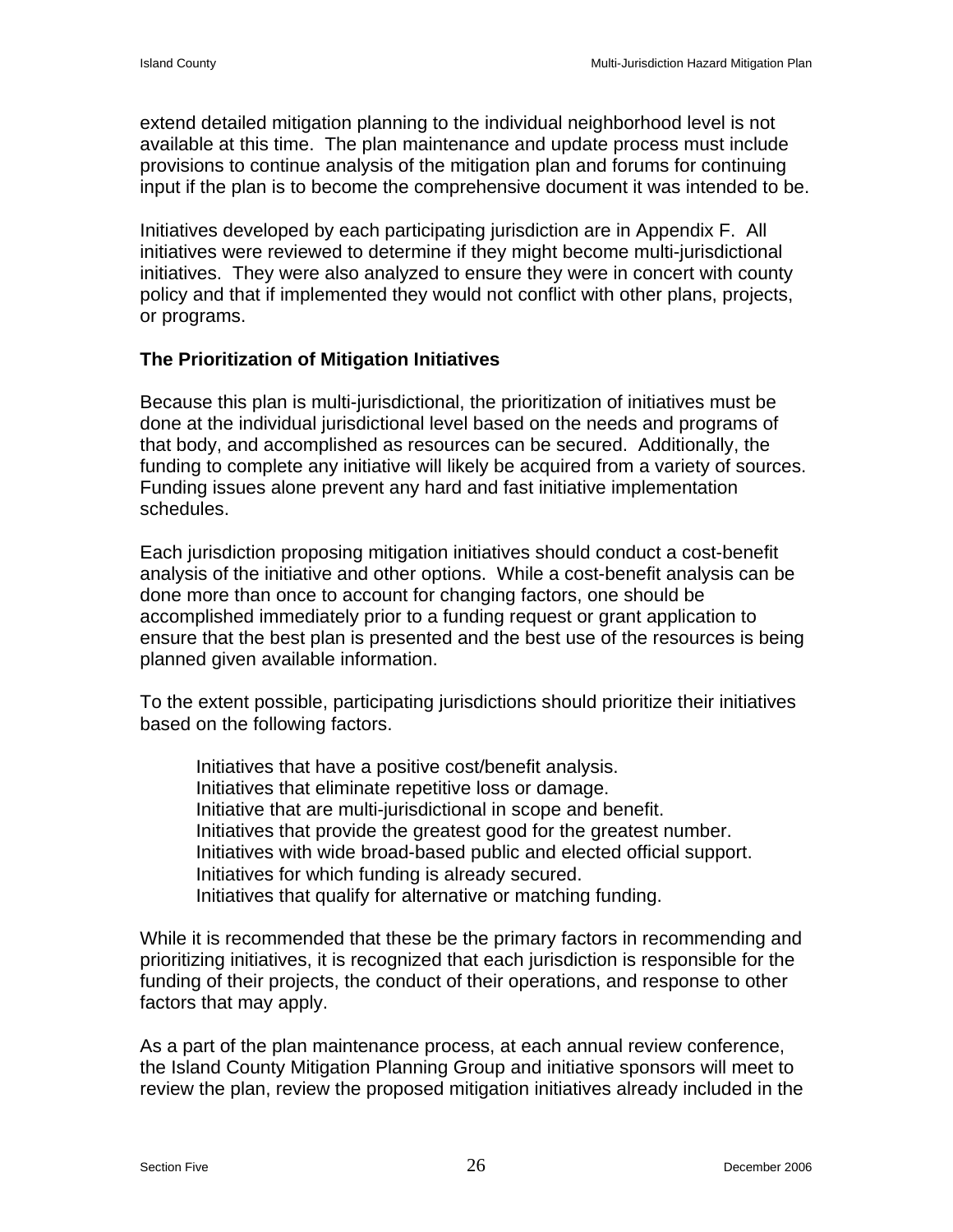extend detailed mitigation planning to the individual neighborhood level is not available at this time. The plan maintenance and update process must include provisions to continue analysis of the mitigation plan and forums for continuing input if the plan is to become the comprehensive document it was intended to be.

Initiatives developed by each participating jurisdiction are in Appendix F. All initiatives were reviewed to determine if they might become multi-jurisdictional initiatives. They were also analyzed to ensure they were in concert with county policy and that if implemented they would not conflict with other plans, projects, or programs.

### The Prioritization of Mitigation Initiatives

Because this plan is multi-jurisdictional, the prioritization of initiatives must be done at the individual jurisdictional level based on the needs and programs of that body, and accomplished as resources can be secured. Additionally, the funding to complete any initiative will likely be acquired from a variety of sources. Funding issues alone prevent any hard and fast initiative implementation schedules.

Each jurisdiction proposing mitigation initiatives should conduct a cost-benefit analysis of the initiative and other options. While a cost-benefit analysis can be done more than once to account for changing factors, one should be accomplished immediately prior to a funding request or grant application to ensure that the best plan is presented and the best use of the resources is being planned given available information.

To the extent possible, participating jurisdictions should prioritize their initiatives based on the following factors.

- Initiatives that have a positive cost/benefit analysis.
- Initiatives that eliminate repetitive loss or damage.
- Initiative that are multi-jurisdictional in scope and benefit.
- Initiatives that provide the greatest good for the greatest number.
- Initiatives with wide broad-based public and elected official support.
- Initiatives for which funding is already secured.
- Initiatives that qualify for alternative or matching funding.

While it is recommended that these be the primary factors in recommending and prioritizing initiatives, it is recognized that each jurisdiction is responsible for the funding of their projects, the conduct of their operations, and response to other factors that may apply.

As a part of the plan maintenance process, at each annual review conference, the Island County Mitigation Planning Group and initiative sponsors will meet to review the plan, review the proposed mitigation initiatives already included in the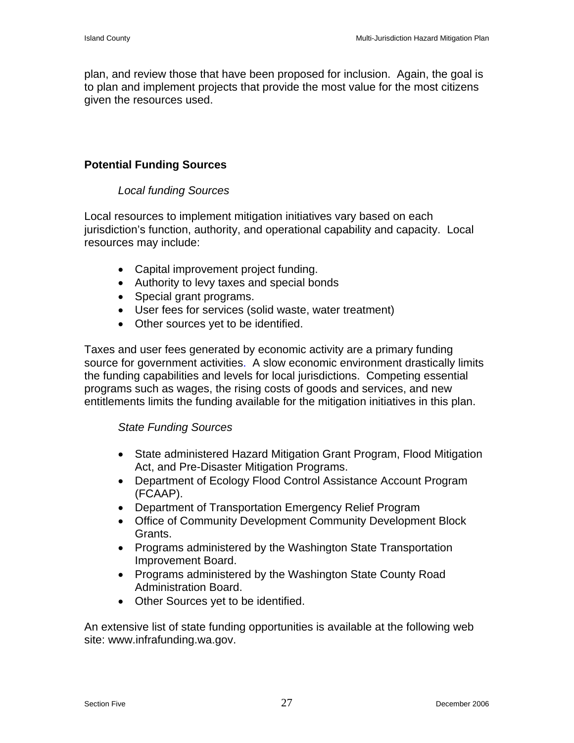plan, and review those that have been proposed for inclusion. Again, the goal is to plan and implement projects that provide the most value for the most citizens given the resources used.

## Potential Funding Sources

*Local funding Sources*

Local resources to implement mitigation initiatives vary based on each jurisdiction's function, authority, and operational capability and capacity. Local resources may include:

- Capital improvement project funding.
- Authority to levy taxes and special bonds
- Special grant programs.
- User fees for services (solid waste, water treatment)
- Other sources yet to be identified.

Taxes and user fees generated by economic activity are a primary funding source for government activities. A slow economic environment drastically limits the funding capabilities and levels for local jurisdictions. Competing essential programs such as wages, the rising costs of goods and services, and new entitlements limits the funding available for the mitigation initiatives in this plan.

*State Funding Sources*

- State administered Hazard Mitigation Grant Program, Flood Mitigation Act, and Pre-Disaster Mitigation Programs.
- Department of Ecology Flood Control Assistance Account Program (FCAAP).
- Department of Transportation Emergency Relief Program
- Office of Community Development Community Development Block Grants.
- Programs administered by the Washington State Transportation Improvement Board.
- Programs administered by the Washington State County Road Administration Board.
- Other Sources yet to be identified.

An extensive list of state funding opportunities is available at the following web site: www.infrafunding.wa.gov.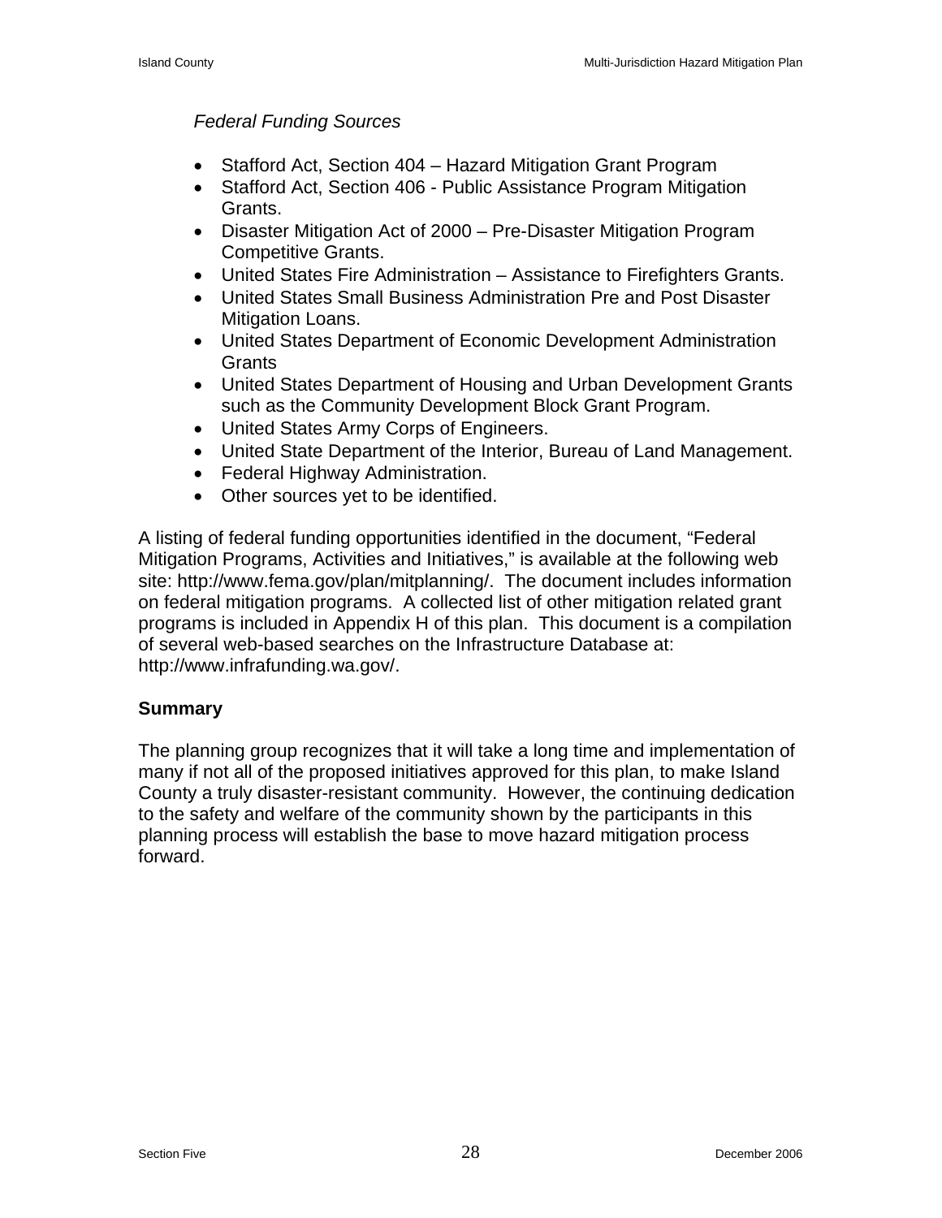*Federal Funding Sources*

- Stafford Act, Section 404 – Hazard Mitigation Grant Program
- Stafford Act, Section 406 - Public Assistance Program Mitigation Grants.
- Disaster Mitigation Act of 2000 – Pre-Disaster Mitigation Program Competitive Grants.
- United States Fire Administration – Assistance to Firefighters Grants.
- United States Small Business Administration Pre and Post Disaster Mitigation Loans.
- United States Department of Economic Development Administration Grants
- United States Department of Housing and Urban Development Grants such as the Community Development Block Grant Program.
- United States Army Corps of Engineers.
- United State Department of the Interior, Bureau of Land Management.
- Federal Highway Administration.
- Other sources yet to be identified.

A listing of federal funding opportunities identified in the document, "Federal Mitigation Programs, Activities and Initiatives," is available at the following web site: http://www.fema.gov/plan/mitplanning/. The document includes information on federal mitigation programs. A collected list of other mitigation related grant programs is included in Appendix H of this plan. This document is a compilation of several web-based searches on the Infrastructure Database at: http://www.infrafunding.wa.gov/.

**Summary**

The planning group recognizes that it will take a long time and implementation of many if not all of the proposed initiatives approved for this plan, to make Island County a truly disaster-resistant community. However, the continuing dedication to the safety and welfare of the community shown by the participants in this planning process will establish the base to move hazard mitigation process forward.